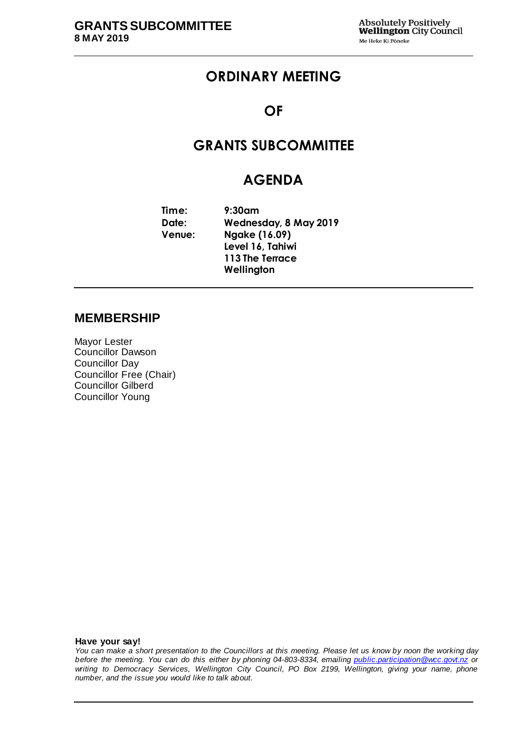# ORDINARY MEETING

# OF

# GRANTS SUBCOMMITTEE

# AGENDA

**Time:** **9:30am**
**Date:** **Wednesday, 8 May 2019**
**Venue:** **Ngake (16.09)**
**Level 16, Tahiwi**
**113 The Terrace**
**Wellington**

## MEMBERSHIP

Mayor Lester
Councillor Dawson
Councillor Day
Councillor Free (Chair)
Councillor Gilberd
Councillor Young

**Have your say!**

*You can make a short presentation to the Councillors at this meeting. Please let us know by noon the working day before the meeting. You can do this either by phoning 04-803-8334, emailing public.participation@wcc.govt.nz or writing to Democracy Services, Wellington City Council, PO Box 2199, Wellington, giving your name, phone number, and the issue you would like to talk about.*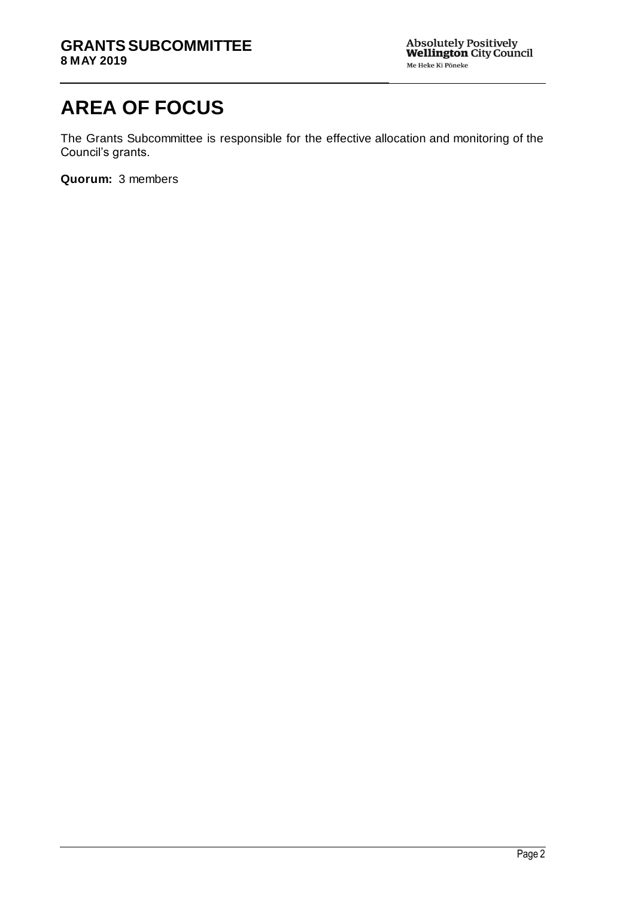# AREA OF FOCUS

The Grants Subcommittee is responsible for the effective allocation and monitoring of the Council's grants.

**Quorum:** 3 members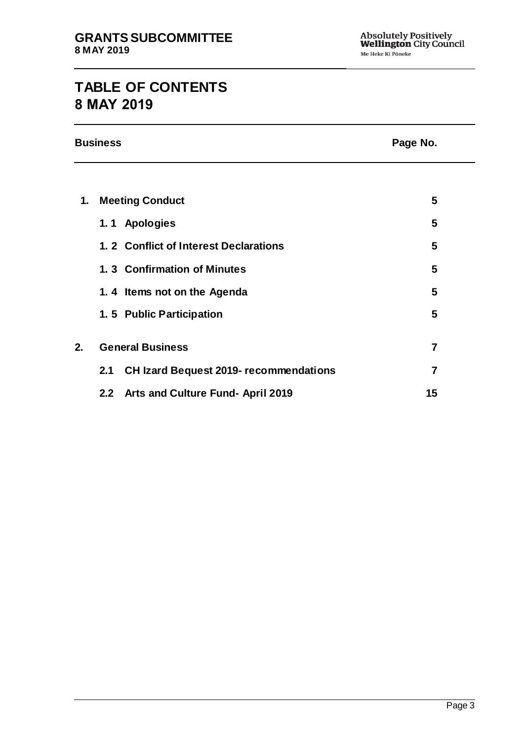# TABLE OF CONTENTS
# 8 MAY 2019

| Business | | Page No. |
|---|---|---|
| **1.** | **Meeting Conduct** | **5** |
| | **1. 1 Apologies** | **5** |
| | **1. 2 Conflict of Interest Declarations** | **5** |
| | **1. 3 Confirmation of Minutes** | **5** |
| | **1. 4 Items not on the Agenda** | **5** |
| | **1. 5 Public Participation** | **5** |
| **2.** | **General Business** | **7** |
| | **2.1 CH Izard Bequest 2019- recommendations** | **7** |
| | **2.2 Arts and Culture Fund- April 2019** | **15** |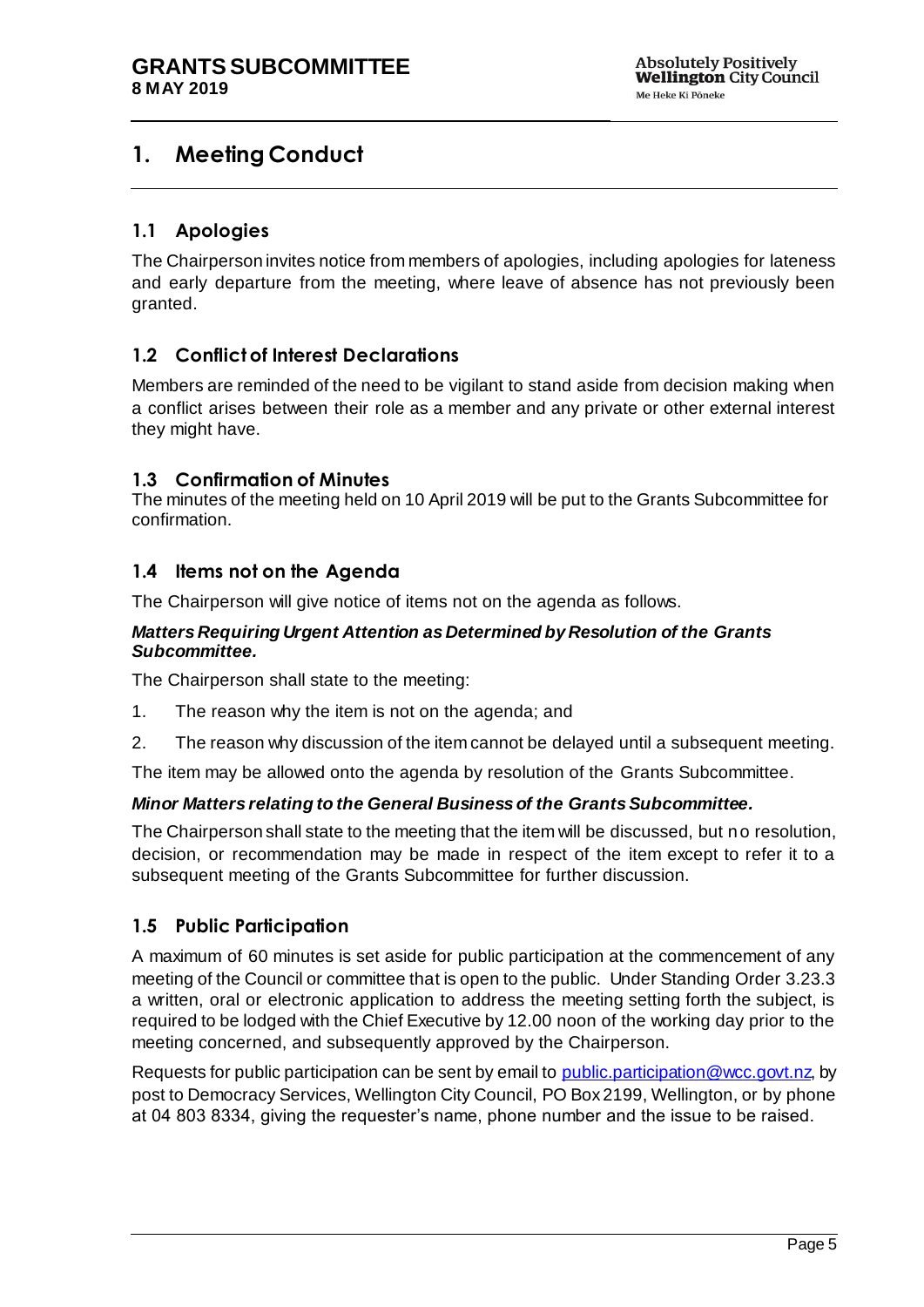# 1. Meeting Conduct

## 1.1 Apologies

The Chairperson invites notice from members of apologies, including apologies for lateness and early departure from the meeting, where leave of absence has not previously been granted.

## 1.2 Conflict of Interest Declarations

Members are reminded of the need to be vigilant to stand aside from decision making when a conflict arises between their role as a member and any private or other external interest they might have.

## 1.3 Confirmation of Minutes

The minutes of the meeting held on 10 April 2019 will be put to the Grants Subcommittee for confirmation.

## 1.4 Items not on the Agenda

The Chairperson will give notice of items not on the agenda as follows.

***Matters Requiring Urgent Attention as Determined by Resolution of the Grants Subcommittee.***

The Chairperson shall state to the meeting:

1. The reason why the item is not on the agenda; and
2. The reason why discussion of the item cannot be delayed until a subsequent meeting.

The item may be allowed onto the agenda by resolution of the Grants Subcommittee.

***Minor Matters relating to the General Business of the Grants Subcommittee.***

The Chairperson shall state to the meeting that the item will be discussed, but no resolution, decision, or recommendation may be made in respect of the item except to refer it to a subsequent meeting of the Grants Subcommittee for further discussion.

## 1.5 Public Participation

A maximum of 60 minutes is set aside for public participation at the commencement of any meeting of the Council or committee that is open to the public. Under Standing Order 3.23.3 a written, oral or electronic application to address the meeting setting forth the subject, is required to be lodged with the Chief Executive by 12.00 noon of the working day prior to the meeting concerned, and subsequently approved by the Chairperson.

Requests for public participation can be sent by email to public.participation@wcc.govt.nz, by post to Democracy Services, Wellington City Council, PO Box 2199, Wellington, or by phone at 04 803 8334, giving the requester's name, phone number and the issue to be raised.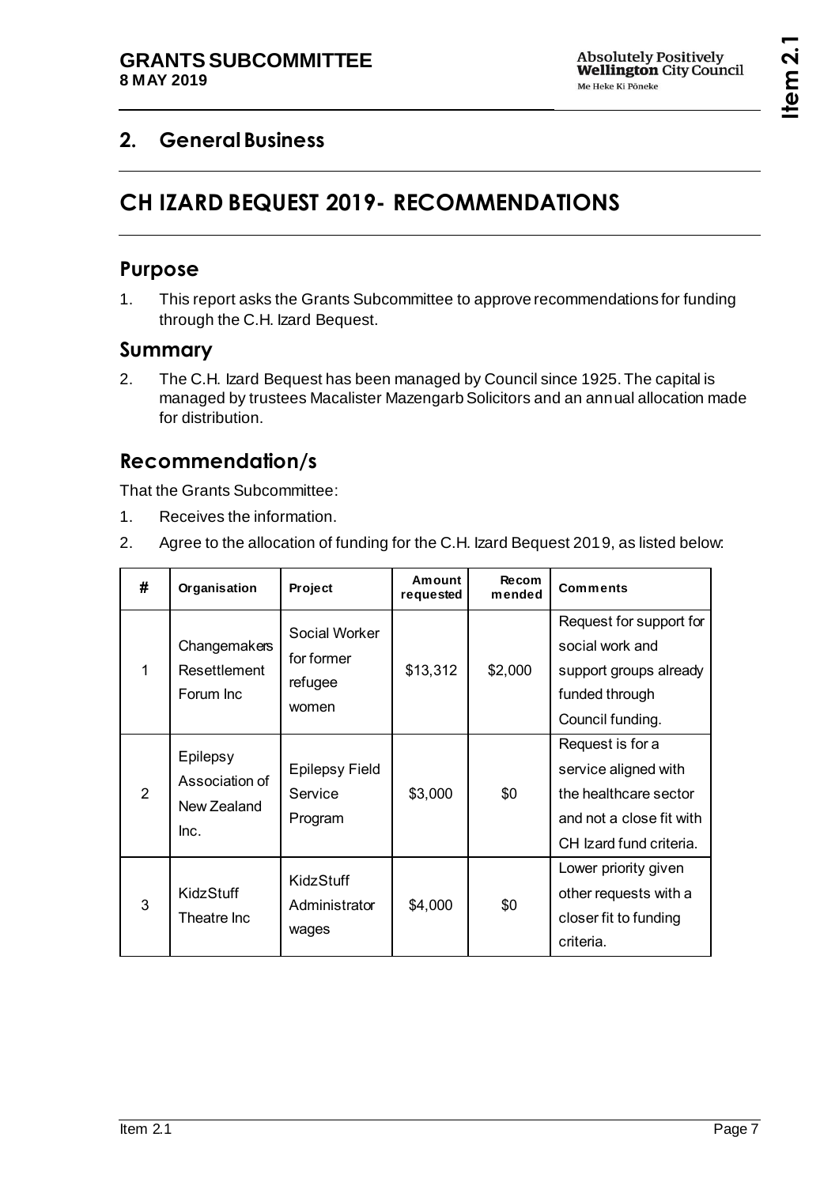## 2. General Business

# CH IZARD BEQUEST 2019- RECOMMENDATIONS

## Purpose

1. This report asks the Grants Subcommittee to approve recommendations for funding through the C.H. Izard Bequest.

## Summary

2. The C.H. Izard Bequest has been managed by Council since 1925. The capital is managed by trustees Macalister Mazengarb Solicitors and an annual allocation made for distribution.

## Recommendation/s

That the Grants Subcommittee:

1. Receives the information.
2. Agree to the allocation of funding for the C.H. Izard Bequest 2019, as listed below:

| # | Organisation | Project | Amount requested | Recom mended | Comments |
|---|---|---|---|---|---|
| 1 | Changemakers Resettlement Forum Inc | Social Worker for former refugee women | $13,312 | $2,000 | Request for support for social work and support groups already funded through Council funding. |
| 2 | Epilepsy Association of New Zealand Inc. | Epilepsy Field Service Program | $3,000 | $0 | Request is for a service aligned with the healthcare sector and not a close fit with CH Izard fund criteria. |
| 3 | KidzStuff Theatre Inc | KidzStuff Administrator wages | $4,000 | $0 | Lower priority given other requests with a closer fit to funding criteria. |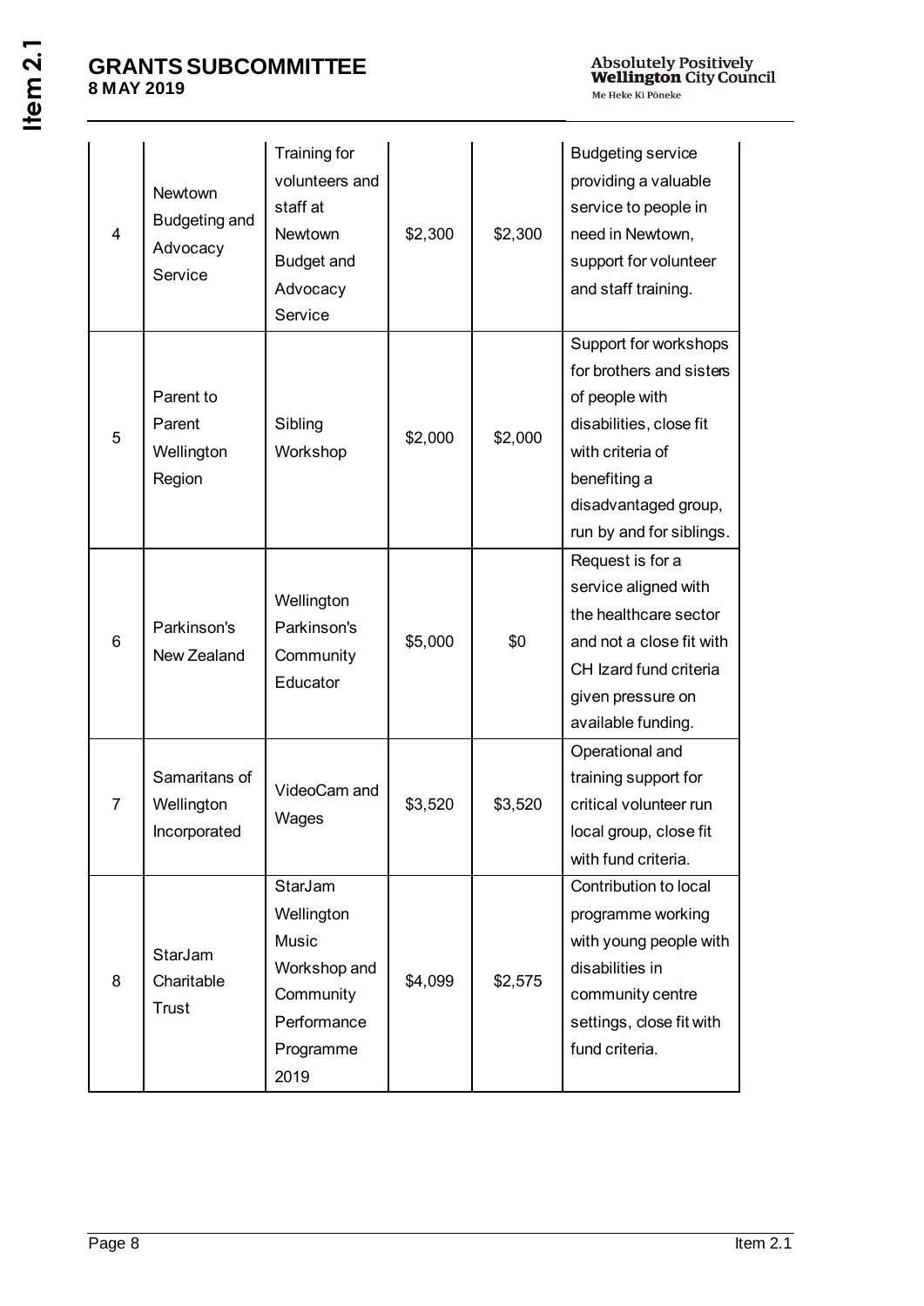| 4 | Newtown Budgeting and Advocacy Service | Training for volunteers and staff at Newtown Budget and Advocacy Service | $2,300 | $2,300 | Budgeting service providing a valuable service to people in need in Newtown, support for volunteer and staff training. |
|---|---|---|---|---|---|
| 5 | Parent to Parent Wellington Region | Sibling Workshop | $2,000 | $2,000 | Support for workshops for brothers and sisters of people with disabilities, close fit with criteria of benefiting a disadvantaged group, run by and for siblings. |
| 6 | Parkinson's New Zealand | Wellington Parkinson's Community Educator | $5,000 | $0 | Request is for a service aligned with the healthcare sector and not a close fit with CH Izard fund criteria given pressure on available funding. |
| 7 | Samaritans of Wellington Incorporated | VideoCam and Wages | $3,520 | $3,520 | Operational and training support for critical volunteer run local group, close fit with fund criteria. |
| 8 | StarJam Charitable Trust | StarJam Wellington Music Workshop and Community Performance Programme 2019 | $4,099 | $2,575 | Contribution to local programme working with young people with disabilities in community centre settings, close fit with fund criteria. |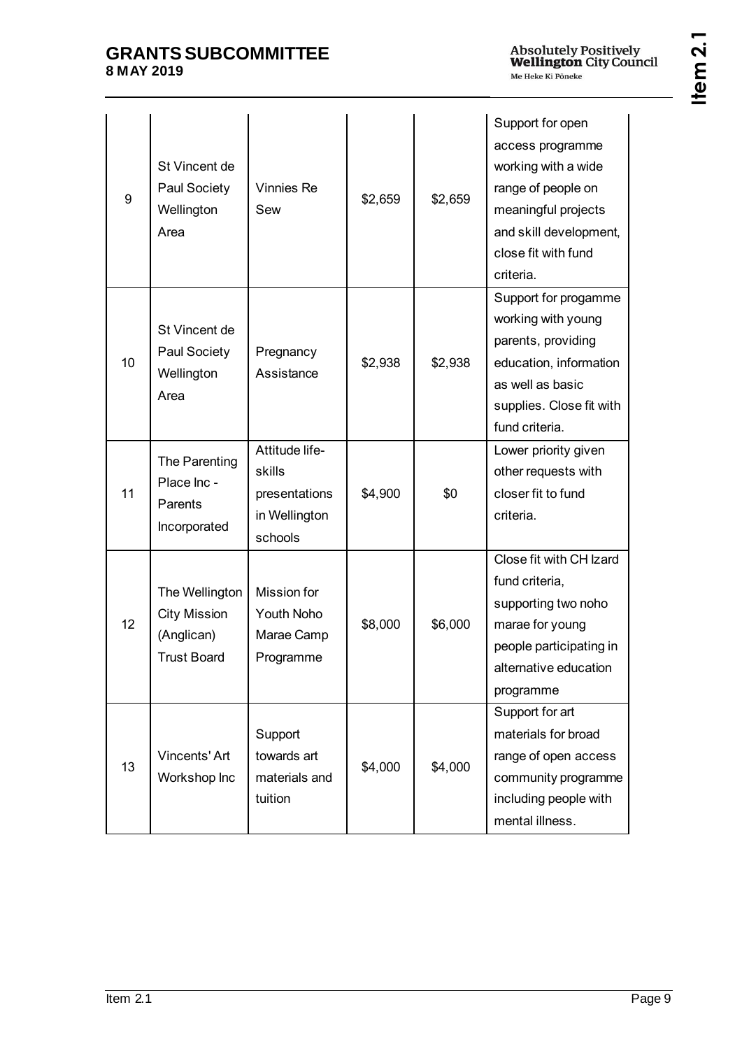| | | | | | |
|---|---|---|---|---|---|
| 9 | St Vincent de Paul Society Wellington Area | Vinnies Re Sew | $2,659 | $2,659 | Support for open access programme working with a wide range of people on meaningful projects and skill development, close fit with fund criteria. |
| 10 | St Vincent de Paul Society Wellington Area | Pregnancy Assistance | $2,938 | $2,938 | Support for progamme working with young parents, providing education, information as well as basic supplies. Close fit with fund criteria. |
| 11 | The Parenting Place Inc - Parents Incorporated | Attitude life-skills presentations in Wellington schools | $4,900 | $0 | Lower priority given other requests with closer fit to fund criteria. |
| 12 | The Wellington City Mission (Anglican) Trust Board | Mission for Youth Noho Marae Camp Programme | $8,000 | $6,000 | Close fit with CH Izard fund criteria, supporting two noho marae for young people participating in alternative education programme |
| 13 | Vincents' Art Workshop Inc | Support towards art materials and tuition | $4,000 | $4,000 | Support for art materials for broad range of open access community programme including people with mental illness. |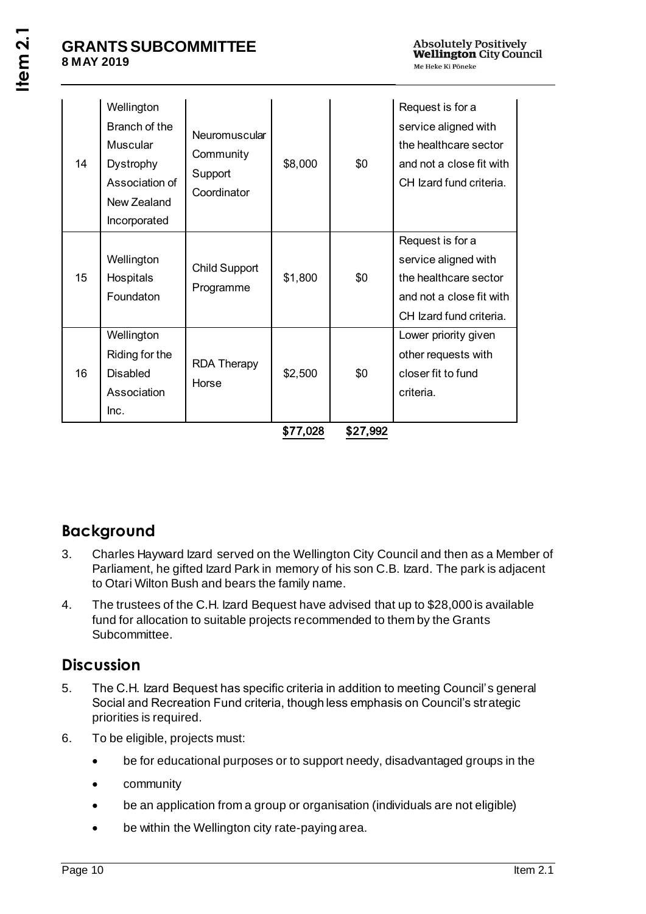| | | | | | |
|---|---|---|---|---|---|
| 14 | Wellington Branch of the Muscular Dystrophy Association of New Zealand Incorporated | Neuromuscular Community Support Coordinator | $8,000 | $0 | Request is for a service aligned with the healthcare sector and not a close fit with CH Izard fund criteria. |
| 15 | Wellington Hospitals Foundaton | Child Support Programme | $1,800 | $0 | Request is for a service aligned with the healthcare sector and not a close fit with CH Izard fund criteria. |
| 16 | Wellington Riding for the Disabled Association Inc. | RDA Therapy Horse | $2,500 | $0 | Lower priority given other requests with closer fit to fund criteria. |
| | | | $77,028 | $27,992 | |

## Background

3. Charles Hayward Izard served on the Wellington City Council and then as a Member of Parliament, he gifted Izard Park in memory of his son C.B. Izard. The park is adjacent to Otari Wilton Bush and bears the family name.
4. The trustees of the C.H. Izard Bequest have advised that up to $28,000 is available fund for allocation to suitable projects recommended to them by the Grants Subcommittee.

## Discussion

5. The C.H. Izard Bequest has specific criteria in addition to meeting Council's general Social and Recreation Fund criteria, though less emphasis on Council's strategic priorities is required.
6. To be eligible, projects must:
   - be for educational purposes or to support needy, disadvantaged groups in the
   - community
   - be an application from a group or organisation (individuals are not eligible)
   - be within the Wellington city rate-paying area.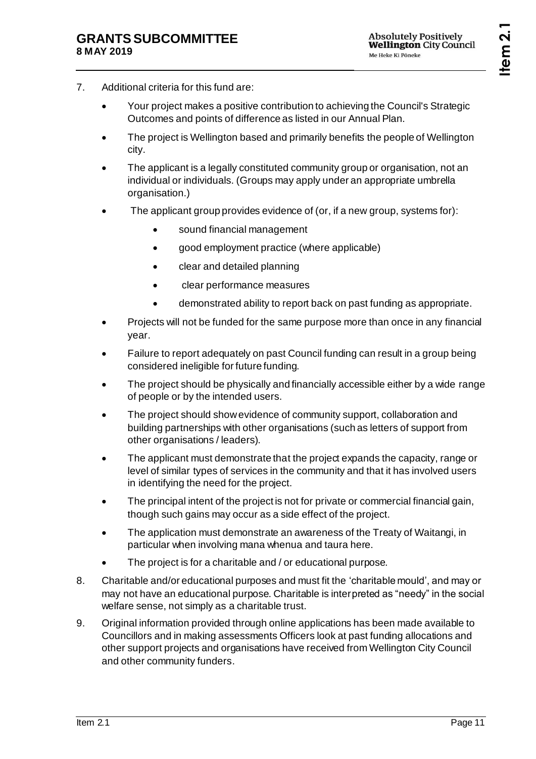7. Additional criteria for this fund are:
   - Your project makes a positive contribution to achieving the Council's Strategic Outcomes and points of difference as listed in our Annual Plan.
   - The project is Wellington based and primarily benefits the people of Wellington city.
   - The applicant is a legally constituted community group or organisation, not an individual or individuals. (Groups may apply under an appropriate umbrella organisation.)
   - The applicant group provides evidence of (or, if a new group, systems for):
     - sound financial management
     - good employment practice (where applicable)
     - clear and detailed planning
     - clear performance measures
     - demonstrated ability to report back on past funding as appropriate.
   - Projects will not be funded for the same purpose more than once in any financial year.
   - Failure to report adequately on past Council funding can result in a group being considered ineligible for future funding.
   - The project should be physically and financially accessible either by a wide range of people or by the intended users.
   - The project should show evidence of community support, collaboration and building partnerships with other organisations (such as letters of support from other organisations / leaders).
   - The applicant must demonstrate that the project expands the capacity, range or level of similar types of services in the community and that it has involved users in identifying the need for the project.
   - The principal intent of the project is not for private or commercial financial gain, though such gains may occur as a side effect of the project.
   - The application must demonstrate an awareness of the Treaty of Waitangi, in particular when involving mana whenua and taura here.
   - The project is for a charitable and / or educational purpose.
8. Charitable and/or educational purposes and must fit the 'charitable mould', and may or may not have an educational purpose. Charitable is interpreted as "needy" in the social welfare sense, not simply as a charitable trust.
9. Original information provided through online applications has been made available to Councillors and in making assessments Officers look at past funding allocations and other support projects and organisations have received from Wellington City Council and other community funders.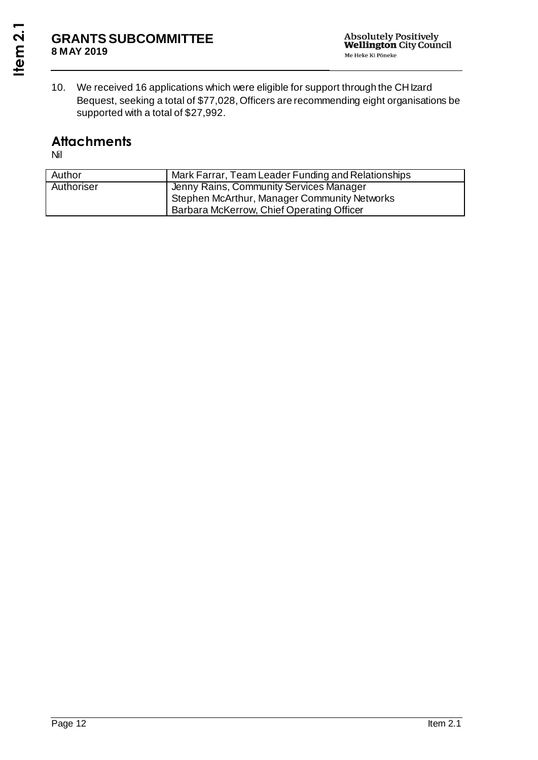10. We received 16 applications which were eligible for support through the CH Izard Bequest, seeking a total of $77,028, Officers are recommending eight organisations be supported with a total of $27,992.

## Attachments

Nil

| Author | Mark Farrar, Team Leader Funding and Relationships |
| --- | --- |
| Authoriser | Jenny Rains, Community Services Manager<br>Stephen McArthur, Manager Community Networks<br>Barbara McKerrow, Chief Operating Officer |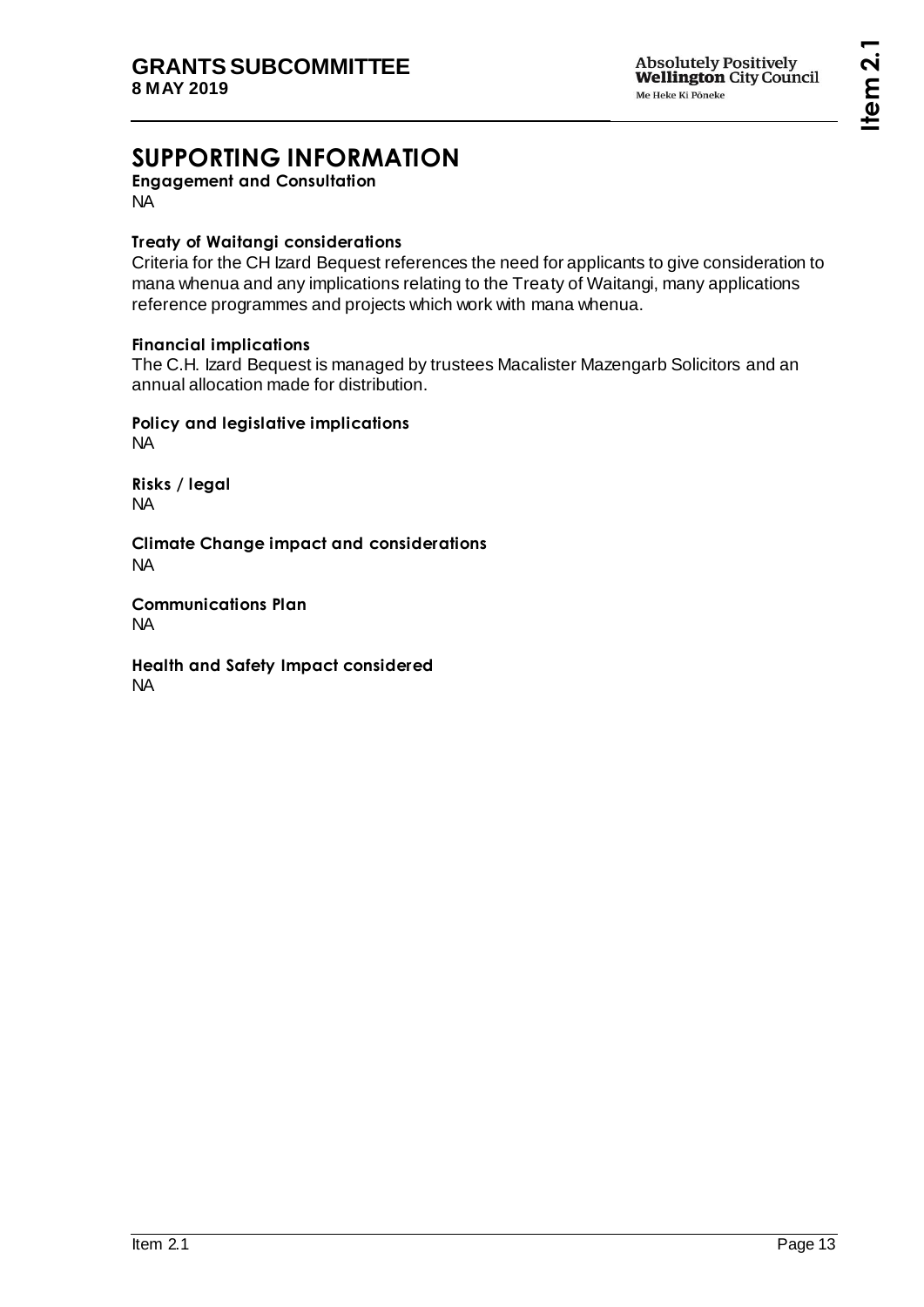# SUPPORTING INFORMATION

**Engagement and Consultation**

NA

**Treaty of Waitangi considerations**

Criteria for the CH Izard Bequest references the need for applicants to give consideration to mana whenua and any implications relating to the Treaty of Waitangi, many applications reference programmes and projects which work with mana whenua.

**Financial implications**

The C.H. Izard Bequest is managed by trustees Macalister Mazengarb Solicitors and an annual allocation made for distribution.

**Policy and legislative implications**

NA

**Risks / legal**

NA

**Climate Change impact and considerations**

NA

**Communications Plan**

NA

**Health and Safety Impact considered**

NA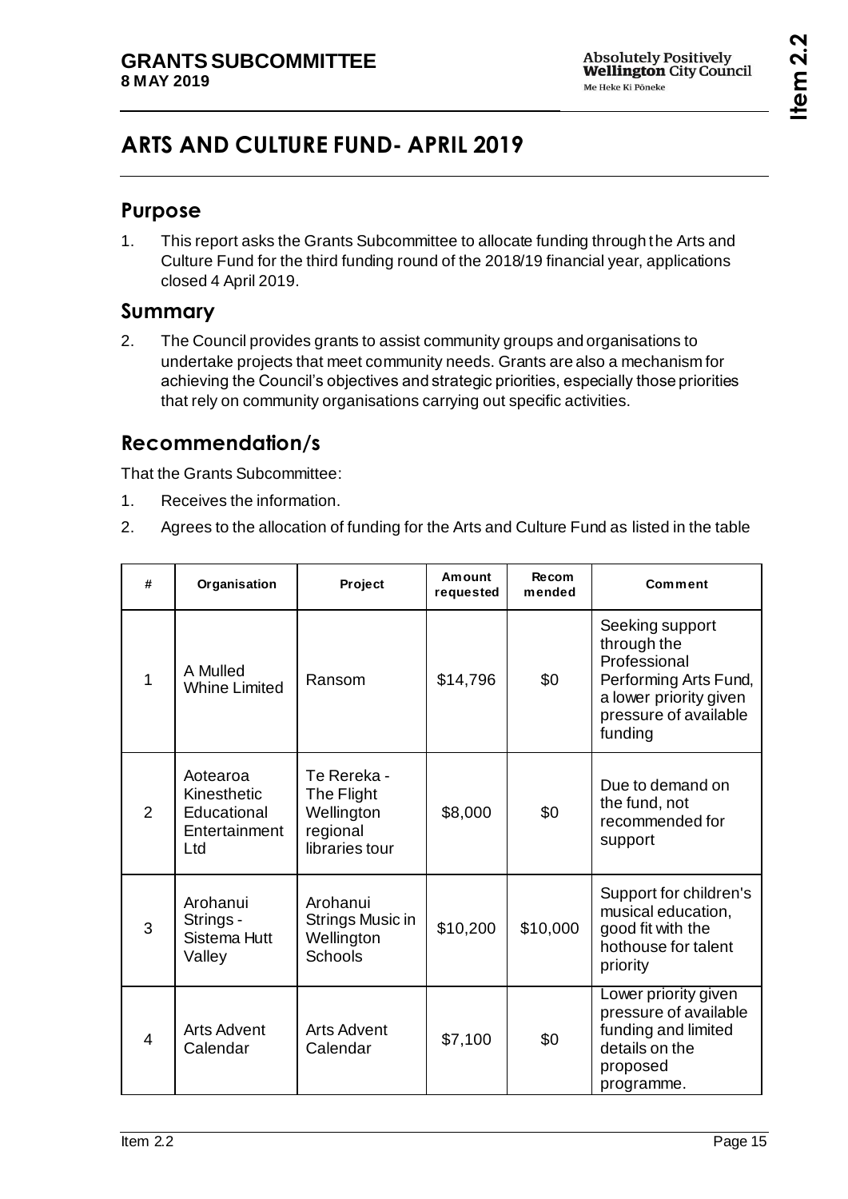# ARTS AND CULTURE FUND- APRIL 2019

## Purpose

1. This report asks the Grants Subcommittee to allocate funding through the Arts and Culture Fund for the third funding round of the 2018/19 financial year, applications closed 4 April 2019.

## Summary

2. The Council provides grants to assist community groups and organisations to undertake projects that meet community needs. Grants are also a mechanism for achieving the Council's objectives and strategic priorities, especially those priorities that rely on community organisations carrying out specific activities.

## Recommendation/s

That the Grants Subcommittee:

1. Receives the information.
2. Agrees to the allocation of funding for the Arts and Culture Fund as listed in the table

| # | Organisation | Project | Amount requested | Recommended | Comment |
|---|---|---|---|---|---|
| 1 | A Mulled Whine Limited | Ransom | $14,796 | $0 | Seeking support through the Professional Performing Arts Fund, a lower priority given pressure of available funding |
| 2 | Aotearoa Kinesthetic Educational Entertainment Ltd | Te Rereka - The Flight Wellington regional libraries tour | $8,000 | $0 | Due to demand on the fund, not recommended for support |
| 3 | Arohanui Strings - Sistema Hutt Valley | Arohanui Strings Music in Wellington Schools | $10,200 | $10,000 | Support for children's musical education, good fit with the hothouse for talent priority |
| 4 | Arts Advent Calendar | Arts Advent Calendar | $7,100 | $0 | Lower priority given pressure of available funding and limited details on the proposed programme. |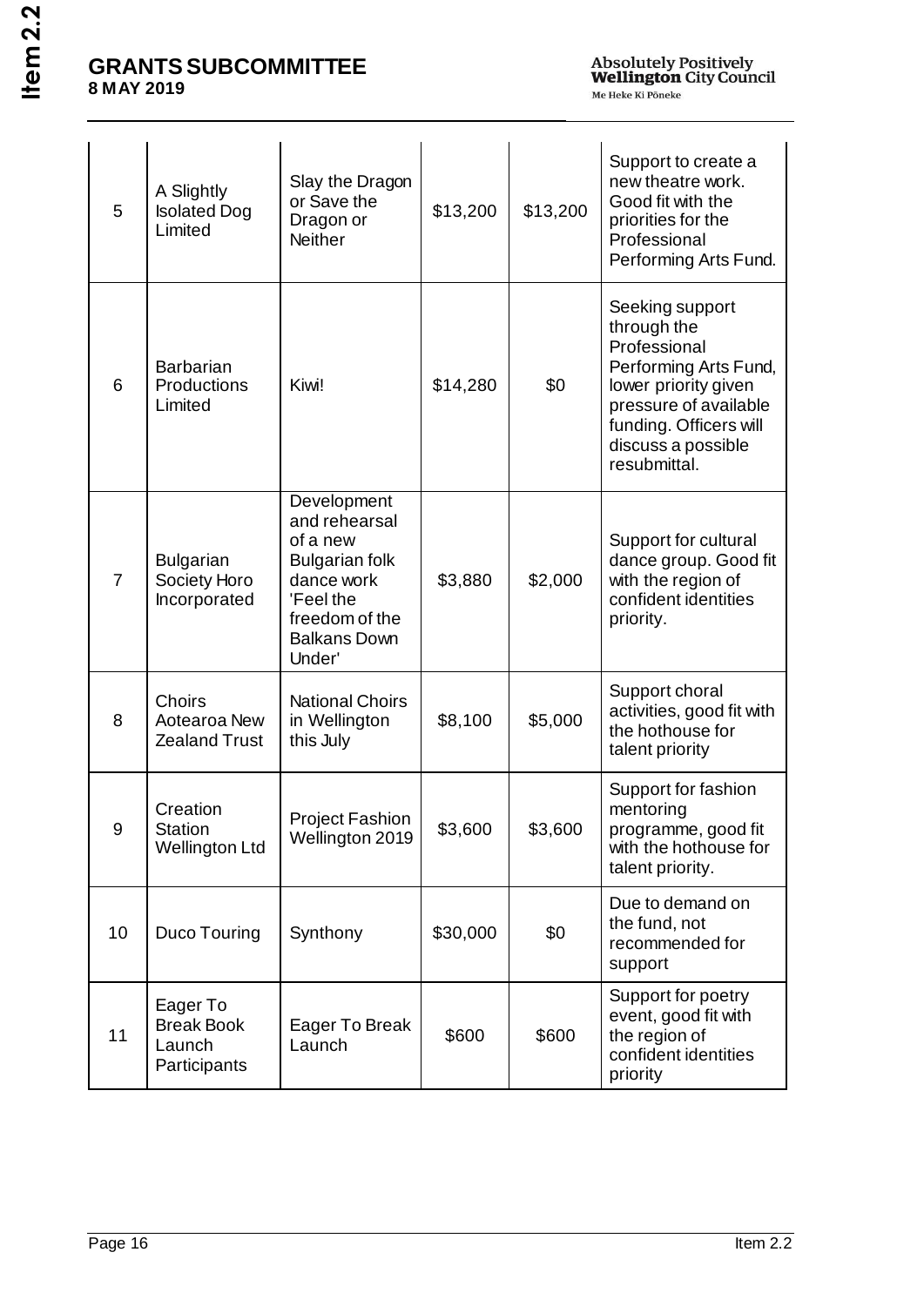| 5 | A Slightly Isolated Dog Limited | Slay the Dragon or Save the Dragon or Neither | $13,200 | $13,200 | Support to create a new theatre work. Good fit with the priorities for the Professional Performing Arts Fund. |
|---|---|---|---|---|---|
| 6 | Barbarian Productions Limited | Kiwi! | $14,280 | $0 | Seeking support through the Professional Performing Arts Fund, lower priority given pressure of available funding. Officers will discuss a possible resubmittal. |
| 7 | Bulgarian Society Horo Incorporated | Development and rehearsal of a new Bulgarian folk dance work 'Feel the freedom of the Balkans Down Under' | $3,880 | $2,000 | Support for cultural dance group. Good fit with the region of confident identities priority. |
| 8 | Choirs Aotearoa New Zealand Trust | National Choirs in Wellington this July | $8,100 | $5,000 | Support choral activities, good fit with the hothouse for talent priority |
| 9 | Creation Station Wellington Ltd | Project Fashion Wellington 2019 | $3,600 | $3,600 | Support for fashion mentoring programme, good fit with the hothouse for talent priority. |
| 10 | Duco Touring | Synthony | $30,000 | $0 | Due to demand on the fund, not recommended for support |
| 11 | Eager To Break Book Launch Participants | Eager To Break Launch | $600 | $600 | Support for poetry event, good fit with the region of confident identities priority |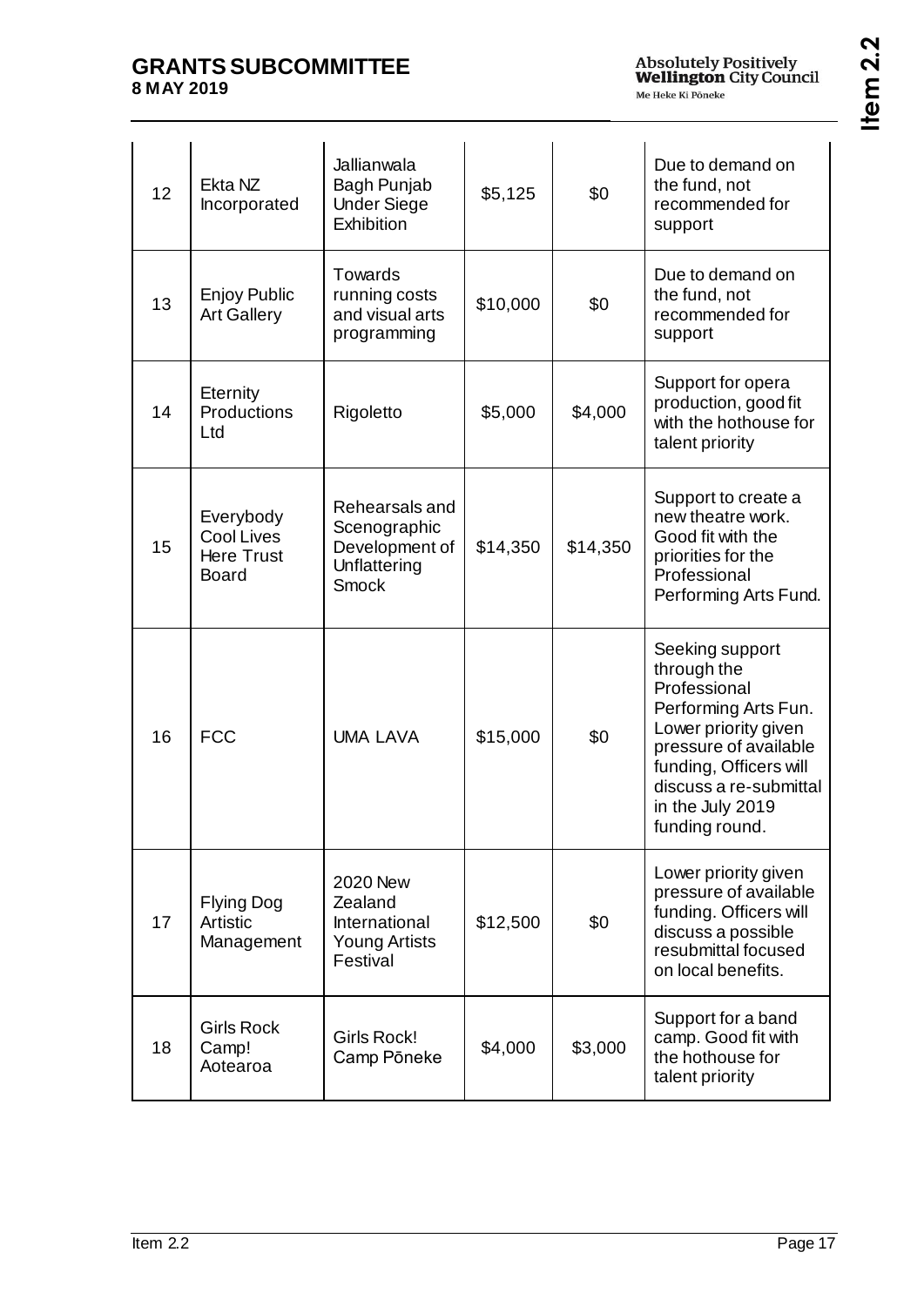| 12 | Ekta NZ Incorporated | Jallianwala Bagh Punjab Under Siege Exhibition | $5,125 | $0 | Due to demand on the fund, not recommended for support |
|---|---|---|---|---|---|
| 13 | Enjoy Public Art Gallery | Towards running costs and visual arts programming | $10,000 | $0 | Due to demand on the fund, not recommended for support |
| 14 | Eternity Productions Ltd | Rigoletto | $5,000 | $4,000 | Support for opera production, good fit with the hothouse for talent priority |
| 15 | Everybody Cool Lives Here Trust Board | Rehearsals and Scenographic Development of Unflattering Smock | $14,350 | $14,350 | Support to create a new theatre work. Good fit with the priorities for the Professional Performing Arts Fund. |
| 16 | FCC | UMA LAVA | $15,000 | $0 | Seeking support through the Professional Performing Arts Fun. Lower priority given pressure of available funding, Officers will discuss a re-submittal in the July 2019 funding round. |
| 17 | Flying Dog Artistic Management | 2020 New Zealand International Young Artists Festival | $12,500 | $0 | Lower priority given pressure of available funding. Officers will discuss a possible resubmittal focused on local benefits. |
| 18 | Girls Rock Camp! Aotearoa | Girls Rock! Camp Pōneke | $4,000 | $3,000 | Support for a band camp. Good fit with the hothouse for talent priority |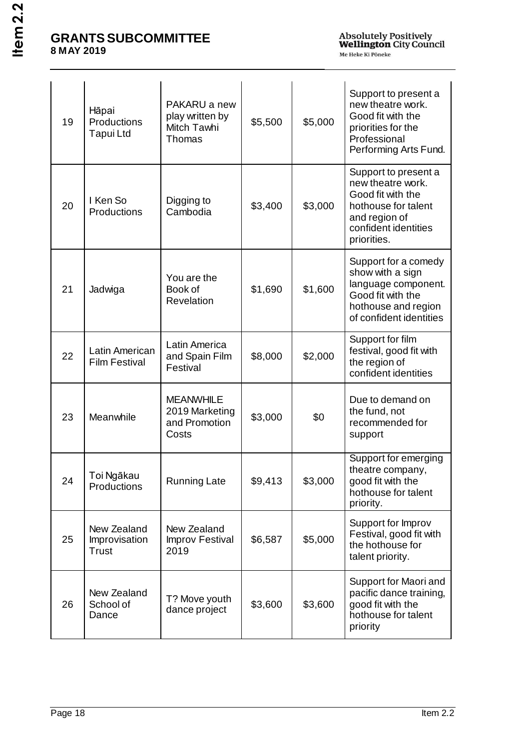| 19 | Hāpai Productions Tapui Ltd | PAKARU a new play written by Mitch Tawhi Thomas | $5,500 | $5,000 | Support to present a new theatre work. Good fit with the priorities for the Professional Performing Arts Fund. |
|---|---|---|---|---|---|
| 20 | I Ken So Productions | Digging to Cambodia | $3,400 | $3,000 | Support to present a new theatre work. Good fit with the hothouse for talent and region of confident identities priorities. |
| 21 | Jadwiga | You are the Book of Revelation | $1,690 | $1,600 | Support for a comedy show with a sign language component. Good fit with the hothouse and region of confident identities |
| 22 | Latin American Film Festival | Latin America and Spain Film Festival | $8,000 | $2,000 | Support for film festival, good fit with the region of confident identities |
| 23 | Meanwhile | MEANWHILE 2019 Marketing and Promotion Costs | $3,000 | $0 | Due to demand on the fund, not recommended for support |
| 24 | Toi Ngākau Productions | Running Late | $9,413 | $3,000 | Support for emerging theatre company, good fit with the hothouse for talent priority. |
| 25 | New Zealand Improvisation Trust | New Zealand Improv Festival 2019 | $6,587 | $5,000 | Support for Improv Festival, good fit with the hothouse for talent priority. |
| 26 | New Zealand School of Dance | T? Move youth dance project | $3,600 | $3,600 | Support for Maori and pacific dance training, good fit with the hothouse for talent priority |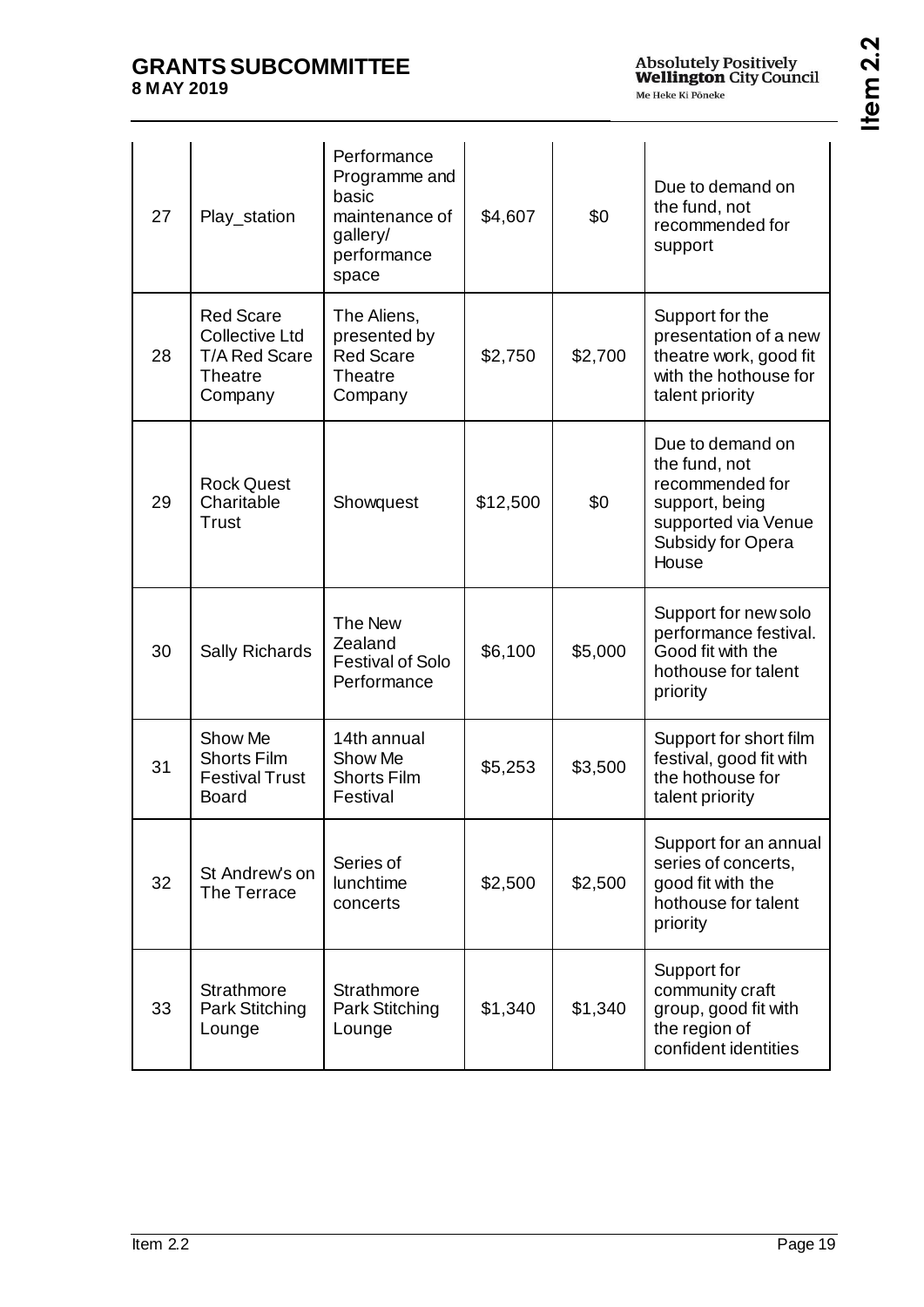| 27 | Play_station | Performance Programme and basic maintenance of gallery/ performance space | $4,607 | $0 | Due to demand on the fund, not recommended for support |
|---|---|---|---|---|---|
| 28 | Red Scare Collective Ltd T/A Red Scare Theatre Company | The Aliens, presented by Red Scare Theatre Company | $2,750 | $2,700 | Support for the presentation of a new theatre work, good fit with the hothouse for talent priority |
| 29 | Rock Quest Charitable Trust | Showquest | $12,500 | $0 | Due to demand on the fund, not recommended for support, being supported via Venue Subsidy for Opera House |
| 30 | Sally Richards | The New Zealand Festival of Solo Performance | $6,100 | $5,000 | Support for new solo performance festival. Good fit with the hothouse for talent priority |
| 31 | Show Me Shorts Film Festival Trust Board | 14th annual Show Me Shorts Film Festival | $5,253 | $3,500 | Support for short film festival, good fit with the hothouse for talent priority |
| 32 | St Andrew's on The Terrace | Series of lunchtime concerts | $2,500 | $2,500 | Support for an annual series of concerts, good fit with the hothouse for talent priority |
| 33 | Strathmore Park Stitching Lounge | Strathmore Park Stitching Lounge | $1,340 | $1,340 | Support for community craft group, good fit with the region of confident identities |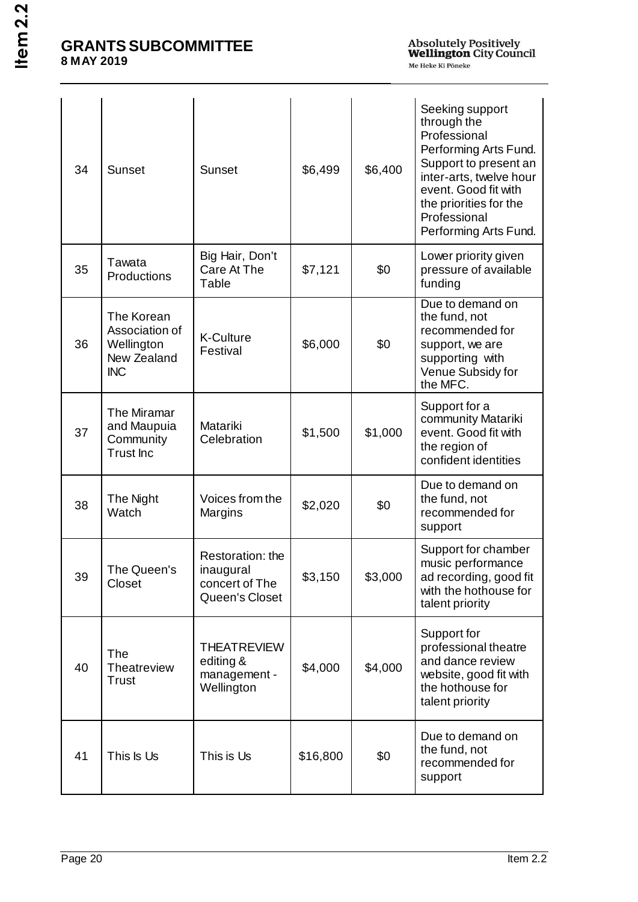| 34 | Sunset | Sunset | $6,499 | $6,400 | Seeking support through the Professional Performing Arts Fund. Support to present an inter-arts, twelve hour event. Good fit with the priorities for the Professional Performing Arts Fund. |
|---|---|---|---|---|---|
| 35 | Tawata Productions | Big Hair, Don't Care At The Table | $7,121 | $0 | Lower priority given pressure of available funding |
| 36 | The Korean Association of Wellington New Zealand INC | K-Culture Festival | $6,000 | $0 | Due to demand on the fund, not recommended for support, we are supporting with Venue Subsidy for the MFC. |
| 37 | The Miramar and Maupuia Community Trust Inc | Matariki Celebration | $1,500 | $1,000 | Support for a community Matariki event. Good fit with the region of confident identities |
| 38 | The Night Watch | Voices from the Margins | $2,020 | $0 | Due to demand on the fund, not recommended for support |
| 39 | The Queen's Closet | Restoration: the inaugural concert of The Queen's Closet | $3,150 | $3,000 | Support for chamber music performance ad recording, good fit with the hothouse for talent priority |
| 40 | The Theatreview Trust | THEATREVIEW editing & management - Wellington | $4,000 | $4,000 | Support for professional theatre and dance review website, good fit with the hothouse for talent priority |
| 41 | This Is Us | This is Us | $16,800 | $0 | Due to demand on the fund, not recommended for support |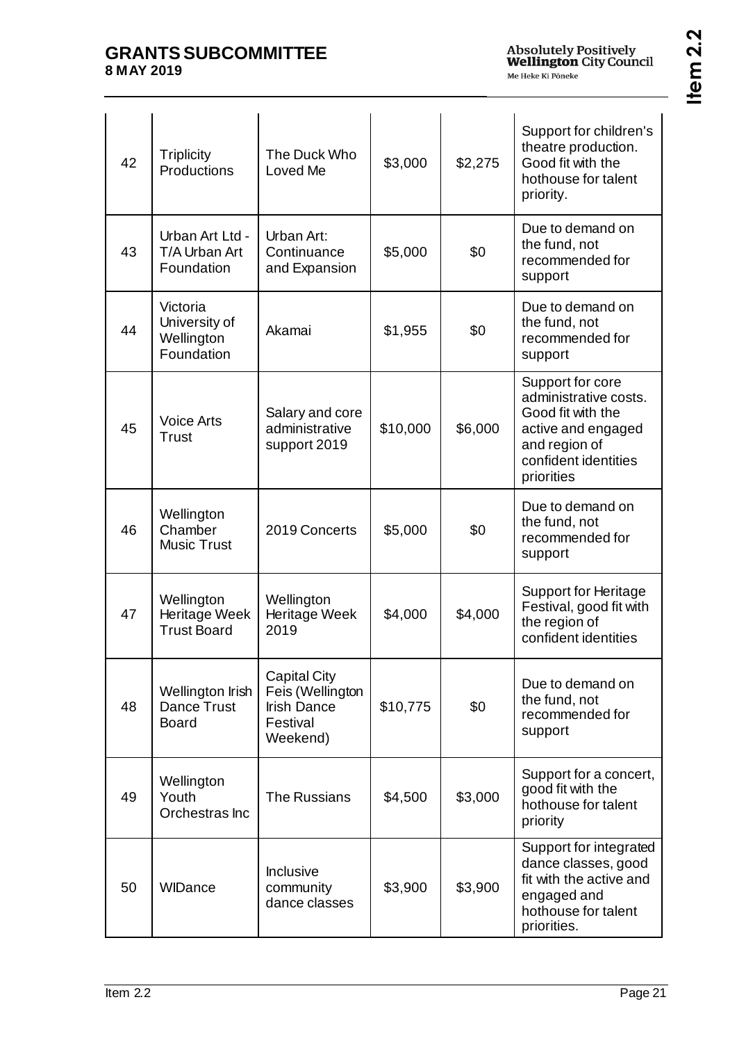| 42 | Triplicity Productions | The Duck Who Loved Me | $3,000 | $2,275 | Support for children's theatre production. Good fit with the hothouse for talent priority. |
|---|---|---|---|---|---|
| 43 | Urban Art Ltd - T/A Urban Art Foundation | Urban Art: Continuance and Expansion | $5,000 | $0 | Due to demand on the fund, not recommended for support |
| 44 | Victoria University of Wellington Foundation | Akamai | $1,955 | $0 | Due to demand on the fund, not recommended for support |
| 45 | Voice Arts Trust | Salary and core administrative support 2019 | $10,000 | $6,000 | Support for core administrative costs. Good fit with the active and engaged and region of confident identities priorities |
| 46 | Wellington Chamber Music Trust | 2019 Concerts | $5,000 | $0 | Due to demand on the fund, not recommended for support |
| 47 | Wellington Heritage Week Trust Board | Wellington Heritage Week 2019 | $4,000 | $4,000 | Support for Heritage Festival, good fit with the region of confident identities |
| 48 | Wellington Irish Dance Trust Board | Capital City Feis (Wellington Irish Dance Festival Weekend) | $10,775 | $0 | Due to demand on the fund, not recommended for support |
| 49 | Wellington Youth Orchestras Inc | The Russians | $4,500 | $3,000 | Support for a concert, good fit with the hothouse for talent priority |
| 50 | WIDance | Inclusive community dance classes | $3,900 | $3,900 | Support for integrated dance classes, good fit with the active and engaged and hothouse for talent priorities. |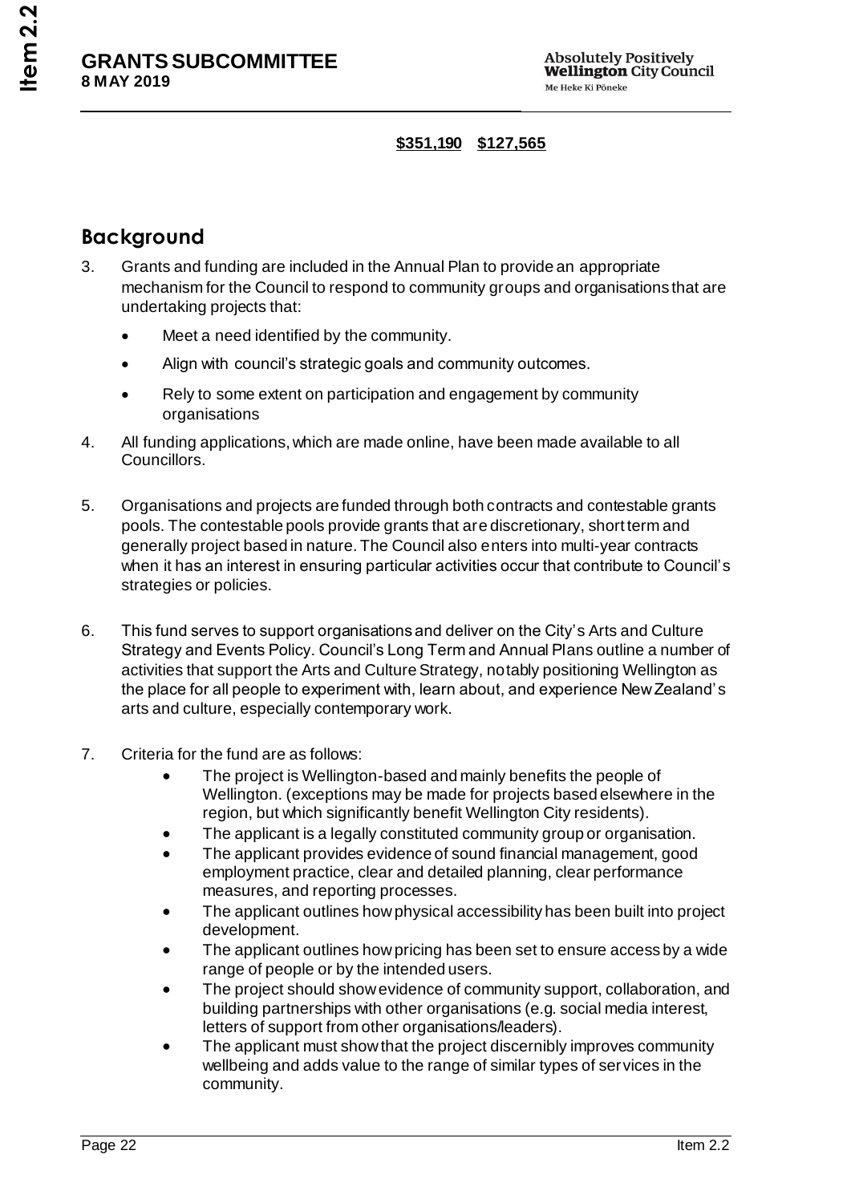**$351,190 $127,565**

## Background

3. Grants and funding are included in the Annual Plan to provide an appropriate mechanism for the Council to respond to community groups and organisations that are undertaking projects that:

   - Meet a need identified by the community.
   - Align with council's strategic goals and community outcomes.
   - Rely to some extent on participation and engagement by community organisations

4. All funding applications, which are made online, have been made available to all Councillors.

5. Organisations and projects are funded through both contracts and contestable grants pools. The contestable pools provide grants that are discretionary, short term and generally project based in nature. The Council also enters into multi-year contracts when it has an interest in ensuring particular activities occur that contribute to Council's strategies or policies.

6. This fund serves to support organisations and deliver on the City's Arts and Culture Strategy and Events Policy. Council's Long Term and Annual Plans outline a number of activities that support the Arts and Culture Strategy, notably positioning Wellington as the place for all people to experiment with, learn about, and experience New Zealand's arts and culture, especially contemporary work.

7. Criteria for the fund are as follows:
   - The project is Wellington-based and mainly benefits the people of Wellington. (exceptions may be made for projects based elsewhere in the region, but which significantly benefit Wellington City residents).
   - The applicant is a legally constituted community group or organisation.
   - The applicant provides evidence of sound financial management, good employment practice, clear and detailed planning, clear performance measures, and reporting processes.
   - The applicant outlines how physical accessibility has been built into project development.
   - The applicant outlines how pricing has been set to ensure access by a wide range of people or by the intended users.
   - The project should show evidence of community support, collaboration, and building partnerships with other organisations (e.g. social media interest, letters of support from other organisations/leaders).
   - The applicant must show that the project discernibly improves community wellbeing and adds value to the range of similar types of services in the community.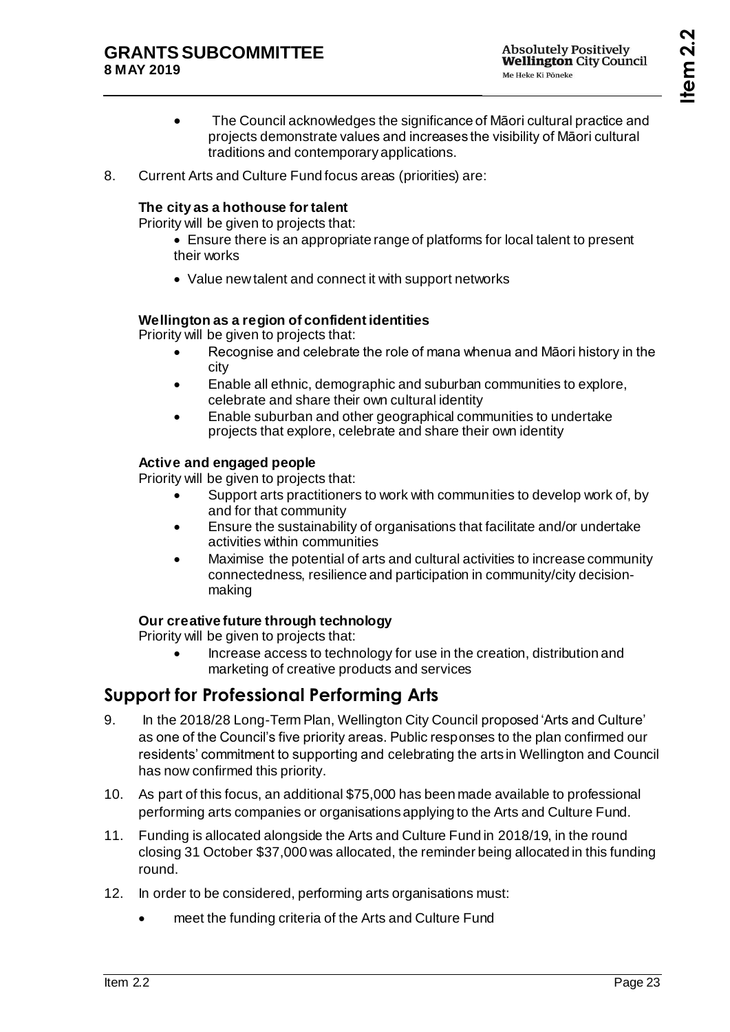- The Council acknowledges the significance of Māori cultural practice and projects demonstrate values and increases the visibility of Māori cultural traditions and contemporary applications.

8. Current Arts and Culture Fund focus areas (priorities) are:

**The city as a hothouse for talent**

Priority will be given to projects that:

- Ensure there is an appropriate range of platforms for local talent to present their works
- Value new talent and connect it with support networks

**Wellington as a region of confident identities**

Priority will be given to projects that:

- Recognise and celebrate the role of mana whenua and Māori history in the city
- Enable all ethnic, demographic and suburban communities to explore, celebrate and share their own cultural identity
- Enable suburban and other geographical communities to undertake projects that explore, celebrate and share their own identity

**Active and engaged people**

Priority will be given to projects that:

- Support arts practitioners to work with communities to develop work of, by and for that community
- Ensure the sustainability of organisations that facilitate and/or undertake activities within communities
- Maximise the potential of arts and cultural activities to increase community connectedness, resilience and participation in community/city decision-making

**Our creative future through technology**

Priority will be given to projects that:

- Increase access to technology for use in the creation, distribution and marketing of creative products and services

## Support for Professional Performing Arts

9. In the 2018/28 Long-Term Plan, Wellington City Council proposed 'Arts and Culture' as one of the Council's five priority areas. Public responses to the plan confirmed our residents' commitment to supporting and celebrating the arts in Wellington and Council has now confirmed this priority.

10. As part of this focus, an additional $75,000 has been made available to professional performing arts companies or organisations applying to the Arts and Culture Fund.

11. Funding is allocated alongside the Arts and Culture Fund in 2018/19, in the round closing 31 October $37,000 was allocated, the reminder being allocated in this funding round.

12. In order to be considered, performing arts organisations must:

    - meet the funding criteria of the Arts and Culture Fund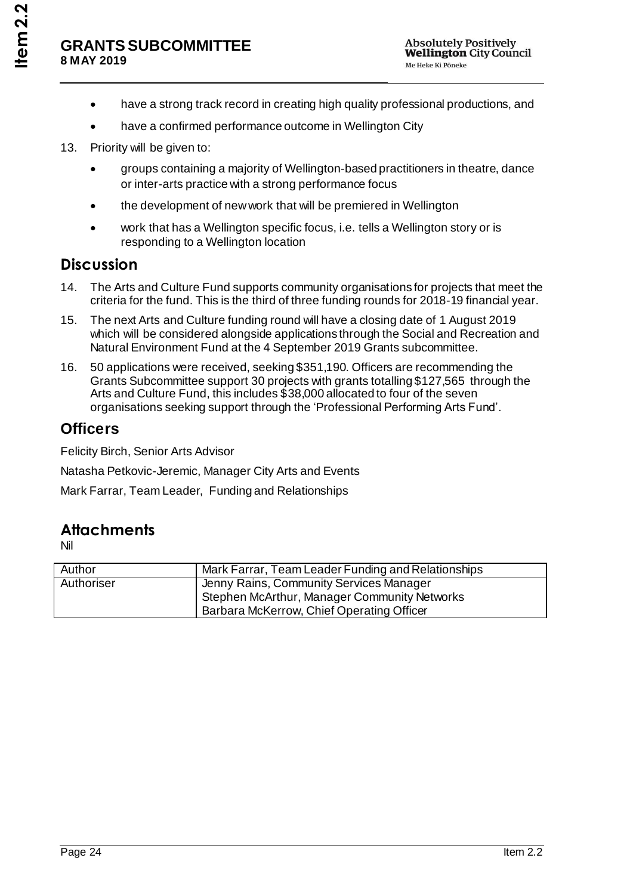- have a strong track record in creating high quality professional productions, and
- have a confirmed performance outcome in Wellington City

13. Priority will be given to:
    - groups containing a majority of Wellington-based practitioners in theatre, dance or inter-arts practice with a strong performance focus
    - the development of new work that will be premiered in Wellington
    - work that has a Wellington specific focus, i.e. tells a Wellington story or is responding to a Wellington location

## Discussion

14. The Arts and Culture Fund supports community organisations for projects that meet the criteria for the fund. This is the third of three funding rounds for 2018-19 financial year.
15. The next Arts and Culture funding round will have a closing date of 1 August 2019 which will be considered alongside applications through the Social and Recreation and Natural Environment Fund at the 4 September 2019 Grants subcommittee.
16. 50 applications were received, seeking $351,190. Officers are recommending the Grants Subcommittee support 30 projects with grants totalling $127,565 through the Arts and Culture Fund, this includes $38,000 allocated to four of the seven organisations seeking support through the 'Professional Performing Arts Fund'.

## Officers

Felicity Birch, Senior Arts Advisor

Natasha Petkovic-Jeremic, Manager City Arts and Events

Mark Farrar, Team Leader, Funding and Relationships

## Attachments

Nil

| Author | Mark Farrar, Team Leader Funding and Relationships |
|---|---|
| Authoriser | Jenny Rains, Community Services Manager<br>Stephen McArthur, Manager Community Networks<br>Barbara McKerrow, Chief Operating Officer |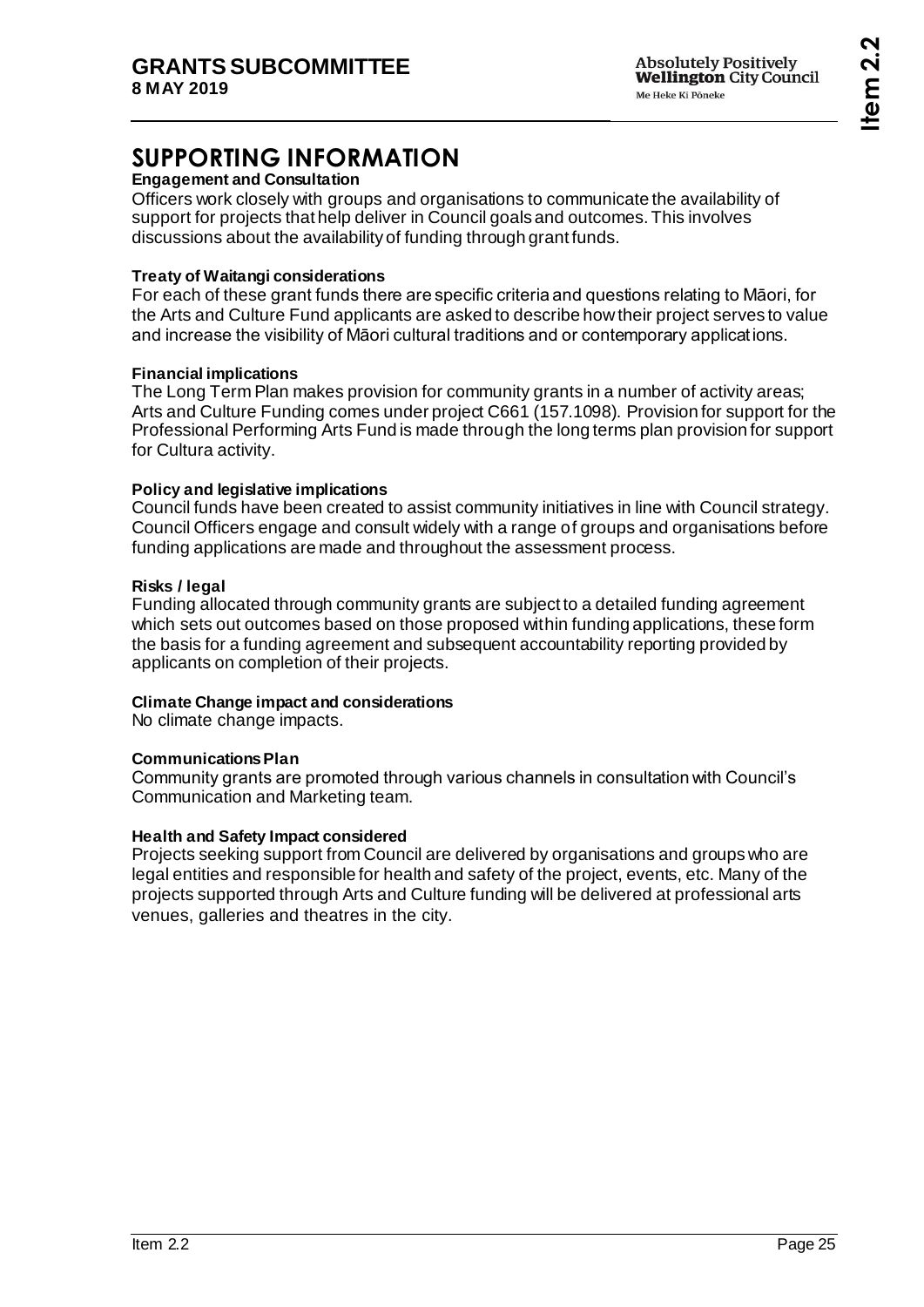# SUPPORTING INFORMATION

**Engagement and Consultation**

Officers work closely with groups and organisations to communicate the availability of support for projects that help deliver in Council goals and outcomes. This involves discussions about the availability of funding through grant funds.

**Treaty of Waitangi considerations**

For each of these grant funds there are specific criteria and questions relating to Māori, for the Arts and Culture Fund applicants are asked to describe how their project serves to value and increase the visibility of Māori cultural traditions and or contemporary applications.

**Financial implications**

The Long Term Plan makes provision for community grants in a number of activity areas; Arts and Culture Funding comes under project C661 (157.1098). Provision for support for the Professional Performing Arts Fund is made through the long terms plan provision for support for Cultura activity.

**Policy and legislative implications**

Council funds have been created to assist community initiatives in line with Council strategy. Council Officers engage and consult widely with a range of groups and organisations before funding applications are made and throughout the assessment process.

**Risks / legal**

Funding allocated through community grants are subject to a detailed funding agreement which sets out outcomes based on those proposed within funding applications, these form the basis for a funding agreement and subsequent accountability reporting provided by applicants on completion of their projects.

**Climate Change impact and considerations**

No climate change impacts.

**Communications Plan**

Community grants are promoted through various channels in consultation with Council's Communication and Marketing team.

**Health and Safety Impact considered**

Projects seeking support from Council are delivered by organisations and groups who are legal entities and responsible for health and safety of the project, events, etc. Many of the projects supported through Arts and Culture funding will be delivered at professional arts venues, galleries and theatres in the city.